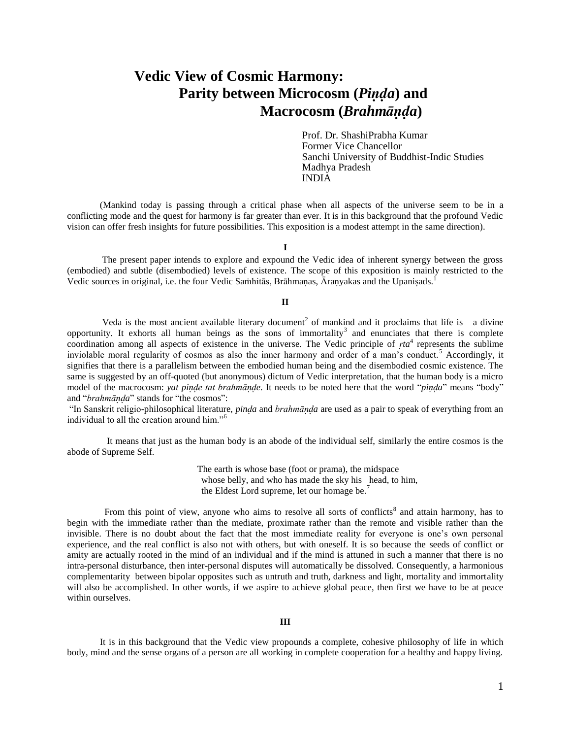# Vedic View of Cosmic Harmony: Parity between Microcosm (*Piṇḍa*) and Macrocosm (*Brahmāṇḍa*)

Prof. Dr. ShashiPrabha Kumar
Former Vice Chancellor
Sanchi University of Buddhist-Indic Studies
Madhya Pradesh
INDIA

(Mankind today is passing through a critical phase when all aspects of the universe seem to be in a conflicting mode and the quest for harmony is far greater than ever. It is in this background that the profound Vedic vision can offer fresh insights for future possibilities. This exposition is a modest attempt in the same direction).

## I

The present paper intends to explore and expound the Vedic idea of inherent synergy between the gross (embodied) and subtle (disembodied) levels of existence. The scope of this exposition is mainly restricted to the Vedic sources in original, i.e. the four Vedic Saṁhitās, Brāhmaṇas, Āraṇyakas and the Upaniṣads.[1]

## II

Veda is the most ancient available literary document[2] of mankind and it proclaims that life is a divine opportunity. It exhorts all human beings as the sons of immortality[3] and enunciates that there is complete coordination among all aspects of existence in the universe. The Vedic principle of *ṛta*[4] represents the sublime inviolable moral regularity of cosmos as also the inner harmony and order of a man's conduct.[5] Accordingly, it signifies that there is a parallelism between the embodied human being and the disembodied cosmic existence. The same is suggested by an off-quoted (but anonymous) dictum of Vedic interpretation, that the human body is a micro model of the macrocosm: *yat piṇḍe tat brahmāṇḍe*. It needs to be noted here that the word "*piṇḍa*" means "body" and "*brahmāṇḍa*" stands for "the cosmos":

"In Sanskrit religio-philosophical literature, *pinḍa* and *brahmāṇḍa* are used as a pair to speak of everything from an individual to all the creation around him."[6]

It means that just as the human body is an abode of the individual self, similarly the entire cosmos is the abode of Supreme Self.

> The earth is whose base (foot or prama), the midspace
> whose belly, and who has made the sky his head, to him,
> the Eldest Lord supreme, let our homage be.[7]

From this point of view, anyone who aims to resolve all sorts of conflicts[8] and attain harmony, has to begin with the immediate rather than the mediate, proximate rather than the remote and visible rather than the invisible. There is no doubt about the fact that the most immediate reality for everyone is one's own personal experience, and the real conflict is also not with others, but with oneself. It is so because the seeds of conflict or amity are actually rooted in the mind of an individual and if the mind is attuned in such a manner that there is no intra-personal disturbance, then inter-personal disputes will automatically be dissolved. Consequently, a harmonious complementarity between bipolar opposites such as untruth and truth, darkness and light, mortality and immortality will also be accomplished. In other words, if we aspire to achieve global peace, then first we have to be at peace within ourselves.

## III

It is in this background that the Vedic view propounds a complete, cohesive philosophy of life in which body, mind and the sense organs of a person are all working in complete cooperation for a healthy and happy living.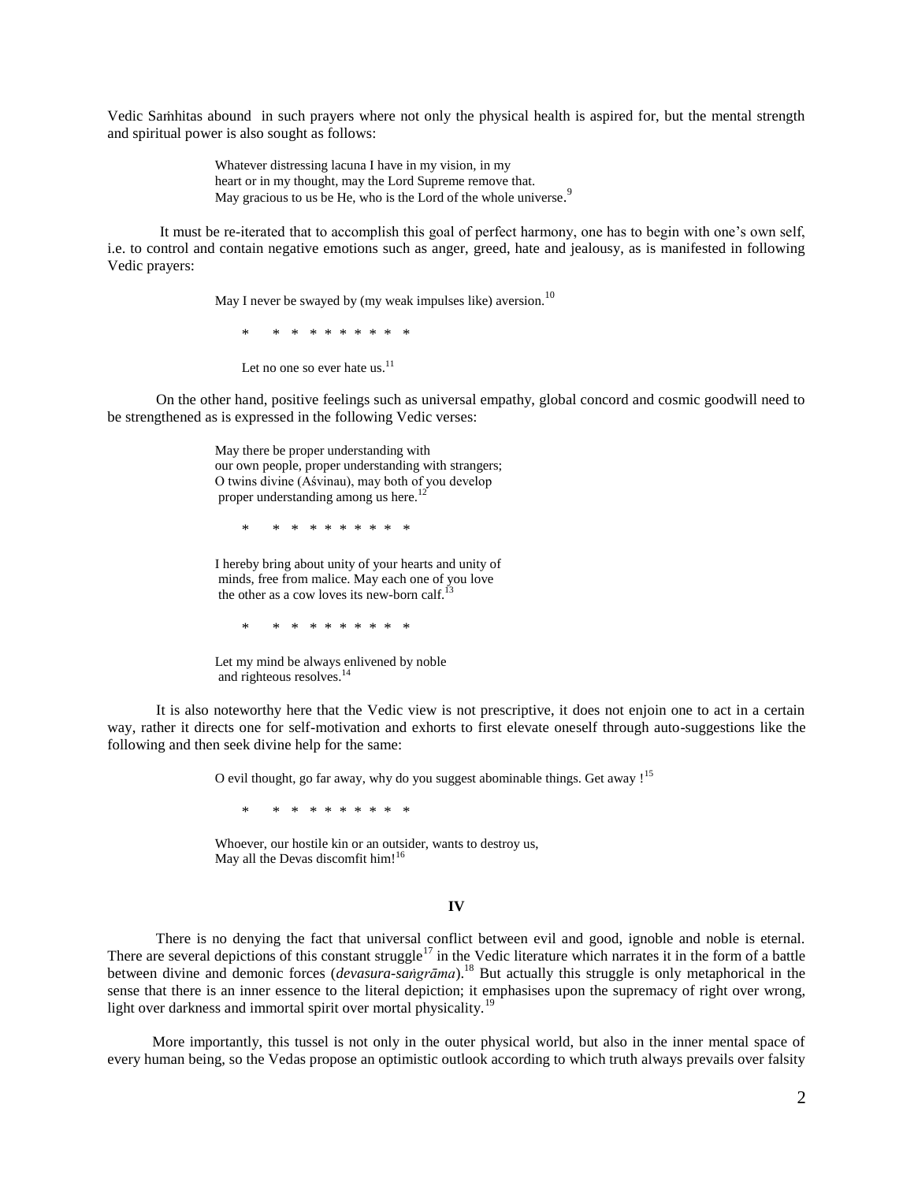Vedic Saṁhitas abound in such prayers where not only the physical health is aspired for, but the mental strength and spiritual power is also sought as follows:

> Whatever distressing lacuna I have in my vision, in my heart or in my thought, may the Lord Supreme remove that. May gracious to us be He, who is the Lord of the whole universe.[9]

It must be re-iterated that to accomplish this goal of perfect harmony, one has to begin with one's own self, i.e. to control and contain negative emotions such as anger, greed, hate and jealousy, as is manifested in following Vedic prayers:

> May I never be swayed by (my weak impulses like) aversion.[10]
>
> * * * * * * * * * * *
>
> Let no one so ever hate us.[11]

On the other hand, positive feelings such as universal empathy, global concord and cosmic goodwill need to be strengthened as is expressed in the following Vedic verses:

> May there be proper understanding with our own people, proper understanding with strangers; O twins divine (Aśvinau), may both of you develop proper understanding among us here.[12]
>
> * * * * * * * * * * *
>
> I hereby bring about unity of your hearts and unity of minds, free from malice. May each one of you love the other as a cow loves its new-born calf.[13]
>
> * * * * * * * * * * *
>
> Let my mind be always enlivened by noble and righteous resolves.[14]

It is also noteworthy here that the Vedic view is not prescriptive, it does not enjoin one to act in a certain way, rather it directs one for self-motivation and exhorts to first elevate oneself through auto-suggestions like the following and then seek divine help for the same:

> O evil thought, go far away, why do you suggest abominable things. Get away ![15]
>
> * * * * * * * * * * *
>
> Whoever, our hostile kin or an outsider, wants to destroy us, May all the Devas discomfit him![16]

## IV

There is no denying the fact that universal conflict between evil and good, ignoble and noble is eternal. There are several depictions of this constant struggle[17] in the Vedic literature which narrates it in the form of a battle between divine and demonic forces (*devasura-saṅgrāma*).[18] But actually this struggle is only metaphorical in the sense that there is an inner essence to the literal depiction; it emphasises upon the supremacy of right over wrong, light over darkness and immortal spirit over mortal physicality.[19]

More importantly, this tussel is not only in the outer physical world, but also in the inner mental space of every human being, so the Vedas propose an optimistic outlook according to which truth always prevails over falsity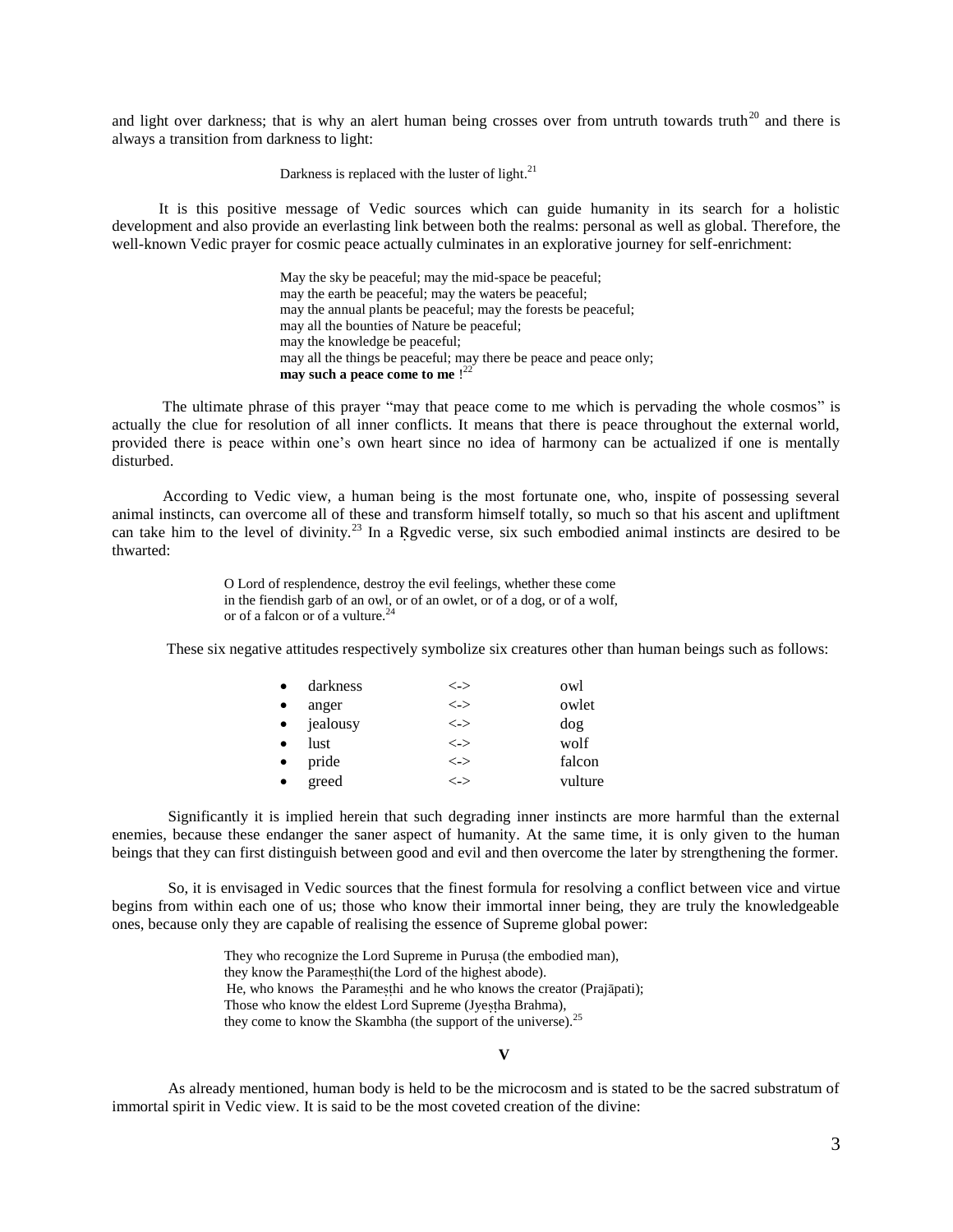and light over darkness; that is why an alert human being crosses over from untruth towards truth[20] and there is always a transition from darkness to light:

> Darkness is replaced with the luster of light.[21]

It is this positive message of Vedic sources which can guide humanity in its search for a holistic development and also provide an everlasting link between both the realms: personal as well as global. Therefore, the well-known Vedic prayer for cosmic peace actually culminates in an explorative journey for self-enrichment:

> May the sky be peaceful; may the mid-space be peaceful;
> may the earth be peaceful; may the waters be peaceful;
> may the annual plants be peaceful; may the forests be peaceful;
> may all the bounties of Nature be peaceful;
> may the knowledge be peaceful;
> may all the things be peaceful; may there be peace and peace only;
> **may such a peace come to me** ![22]

The ultimate phrase of this prayer "may that peace come to me which is pervading the whole cosmos" is actually the clue for resolution of all inner conflicts. It means that there is peace throughout the external world, provided there is peace within one's own heart since no idea of harmony can be actualized if one is mentally disturbed.

According to Vedic view, a human being is the most fortunate one, who, inspite of possessing several animal instincts, can overcome all of these and transform himself totally, so much so that his ascent and upliftment can take him to the level of divinity.[23] In a Ṛgvedic verse, six such embodied animal instincts are desired to be thwarted:

> O Lord of resplendence, destroy the evil feelings, whether these come
> in the fiendish garb of an owl, or of an owlet, or of a dog, or of a wolf,
> or of a falcon or of a vulture.[24]

These six negative attitudes respectively symbolize six creatures other than human beings such as follows:

- darkness <-> owl
- anger <-> owlet
- jealousy <-> dog
- lust <-> wolf
- pride <-> falcon
- greed <-> vulture

Significantly it is implied herein that such degrading inner instincts are more harmful than the external enemies, because these endanger the saner aspect of humanity. At the same time, it is only given to the human beings that they can first distinguish between good and evil and then overcome the later by strengthening the former.

So, it is envisaged in Vedic sources that the finest formula for resolving a conflict between vice and virtue begins from within each one of us; those who know their immortal inner being, they are truly the knowledgeable ones, because only they are capable of realising the essence of Supreme global power:

> They who recognize the Lord Supreme in Puruṣa (the embodied man),
> they know the Parameṣṭhi(the Lord of the highest abode).
> He, who knows the Parameṣṭhi and he who knows the creator (Prajāpati);
> Those who know the eldest Lord Supreme (Jyeṣṭha Brahma),
> they come to know the Skambha (the support of the universe).[25]

## V

As already mentioned, human body is held to be the microcosm and is stated to be the sacred substratum of immortal spirit in Vedic view. It is said to be the most coveted creation of the divine: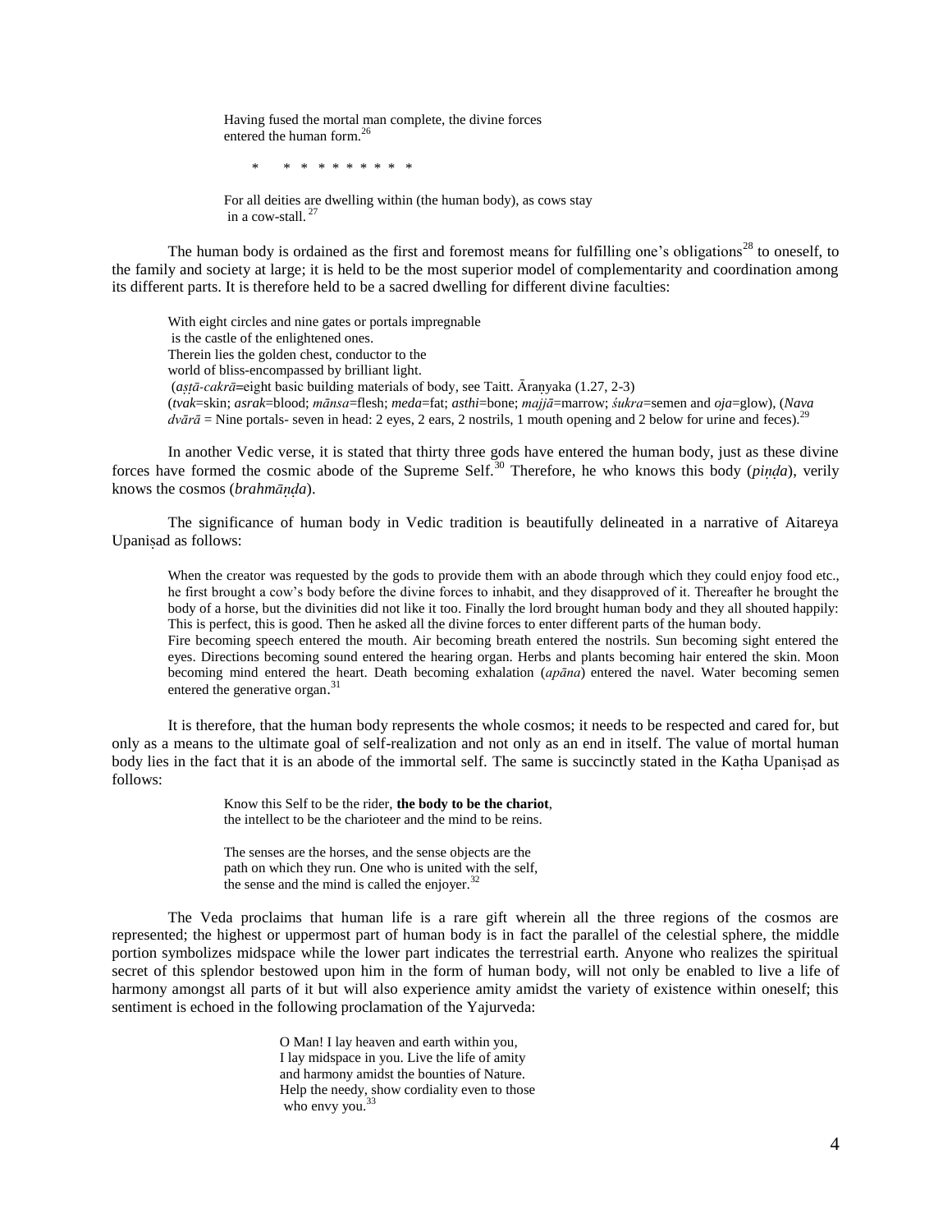> Having fused the mortal man complete, the divine forces
> entered the human form.[26]

\*     \* \* \* \* \* \* \* \* \*

> For all deities are dwelling within (the human body), as cows stay
> in a cow-stall.[27]

The human body is ordained as the first and foremost means for fulfilling one's obligations[28] to oneself, to the family and society at large; it is held to be the most superior model of complementarity and coordination among its different parts. It is therefore held to be a sacred dwelling for different divine faculties:

> With eight circles and nine gates or portals impregnable
> is the castle of the enlightened ones.
> Therein lies the golden chest, conductor to the
> world of bliss-encompassed by brilliant light.
> (*aṣṭā-cakrā*=eight basic building materials of body, see Taitt. Āraṇyaka (1.27, 2-3)
> (*tvak*=skin; *asrak*=blood; *mānsa*=flesh; *meda*=fat; *asthi*=bone; *majjā*=marrow; *śukra*=semen and *oja*=glow), (*Nava dvārā* = Nine portals- seven in head: 2 eyes, 2 ears, 2 nostrils, 1 mouth opening and 2 below for urine and feces).[29]

In another Vedic verse, it is stated that thirty three gods have entered the human body, just as these divine forces have formed the cosmic abode of the Supreme Self.[30] Therefore, he who knows this body (*piṇḍa*), verily knows the cosmos (*brahmāṇḍa*).

The significance of human body in Vedic tradition is beautifully delineated in a narrative of Aitareya Upaniṣad as follows:

> When the creator was requested by the gods to provide them with an abode through which they could enjoy food etc., he first brought a cow's body before the divine forces to inhabit, and they disapproved of it. Thereafter he brought the body of a horse, but the divinities did not like it too. Finally the lord brought human body and they all shouted happily: This is perfect, this is good. Then he asked all the divine forces to enter different parts of the human body.
> Fire becoming speech entered the mouth. Air becoming breath entered the nostrils. Sun becoming sight entered the eyes. Directions becoming sound entered the hearing organ. Herbs and plants becoming hair entered the skin. Moon becoming mind entered the heart. Death becoming exhalation (*apāna*) entered the navel. Water becoming semen entered the generative organ.[31]

It is therefore, that the human body represents the whole cosmos; it needs to be respected and cared for, but only as a means to the ultimate goal of self-realization and not only as an end in itself. The value of mortal human body lies in the fact that it is an abode of the immortal self. The same is succinctly stated in the Kaṭha Upaniṣad as follows:

> Know this Self to be the rider, **the body to be the chariot**,
> the intellect to be the charioteer and the mind to be reins.
>
> The senses are the horses, and the sense objects are the
> path on which they run. One who is united with the self,
> the sense and the mind is called the enjoyer.[32]

The Veda proclaims that human life is a rare gift wherein all the three regions of the cosmos are represented; the highest or uppermost part of human body is in fact the parallel of the celestial sphere, the middle portion symbolizes midspace while the lower part indicates the terrestrial earth. Anyone who realizes the spiritual secret of this splendor bestowed upon him in the form of human body, will not only be enabled to live a life of harmony amongst all parts of it but will also experience amity amidst the variety of existence within oneself; this sentiment is echoed in the following proclamation of the Yajurveda:

> O Man! I lay heaven and earth within you,
> I lay midspace in you. Live the life of amity
> and harmony amidst the bounties of Nature.
> Help the needy, show cordiality even to those
> who envy you.[33]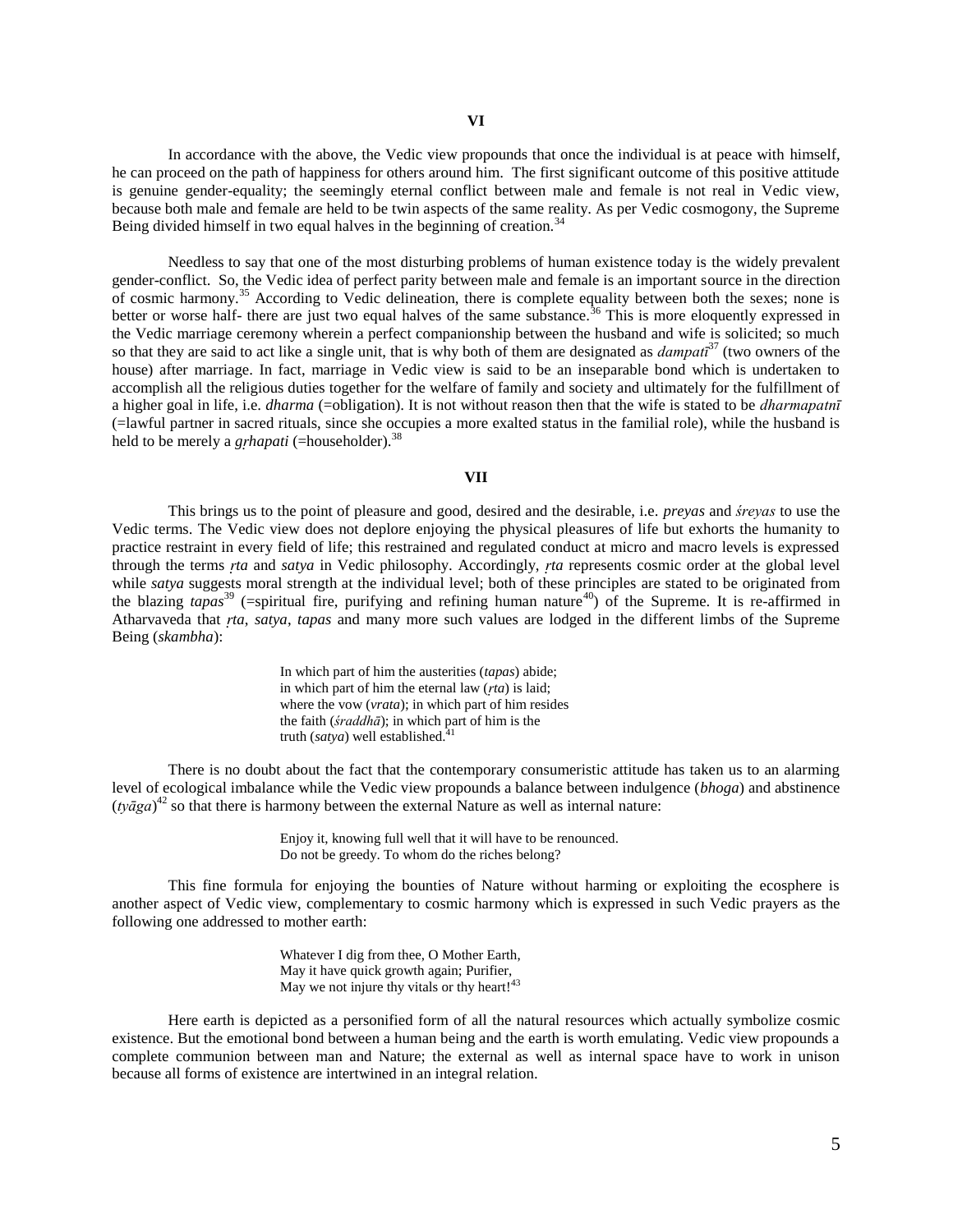## VI

In accordance with the above, the Vedic view propounds that once the individual is at peace with himself, he can proceed on the path of happiness for others around him. The first significant outcome of this positive attitude is genuine gender-equality; the seemingly eternal conflict between male and female is not real in Vedic view, because both male and female are held to be twin aspects of the same reality. As per Vedic cosmogony, the Supreme Being divided himself in two equal halves in the beginning of creation.[34]

Needless to say that one of the most disturbing problems of human existence today is the widely prevalent gender-conflict. So, the Vedic idea of perfect parity between male and female is an important source in the direction of cosmic harmony.[35] According to Vedic delineation, there is complete equality between both the sexes; none is better or worse half- there are just two equal halves of the same substance.[36] This is more eloquently expressed in the Vedic marriage ceremony wherein a perfect companionship between the husband and wife is solicited; so much so that they are said to act like a single unit, that is why both of them are designated as *dampatī*[37] (two owners of the house) after marriage. In fact, marriage in Vedic view is said to be an inseparable bond which is undertaken to accomplish all the religious duties together for the welfare of family and society and ultimately for the fulfillment of a higher goal in life, i.e. *dharma* (=obligation). It is not without reason then that the wife is stated to be *dharmapatnī* (=lawful partner in sacred rituals, since she occupies a more exalted status in the familial role), while the husband is held to be merely a *gṛhapati* (=householder).[38]

## VII

This brings us to the point of pleasure and good, desired and the desirable, i.e. *preyas* and *śreyas* to use the Vedic terms. The Vedic view does not deplore enjoying the physical pleasures of life but exhorts the humanity to practice restraint in every field of life; this restrained and regulated conduct at micro and macro levels is expressed through the terms *ṛta* and *satya* in Vedic philosophy. Accordingly, *ṛta* represents cosmic order at the global level while *satya* suggests moral strength at the individual level; both of these principles are stated to be originated from the blazing *tapas*[39] (=spiritual fire, purifying and refining human nature[40]) of the Supreme. It is re-affirmed in Atharvaveda that *ṛta*, *satya*, *tapas* and many more such values are lodged in the different limbs of the Supreme Being (*skambha*):

> In which part of him the austerities (*tapas*) abide;
> in which part of him the eternal law (*ṛta*) is laid;
> where the vow (*vrata*); in which part of him resides
> the faith (*śraddhā*); in which part of him is the
> truth (*satya*) well established.[41]

There is no doubt about the fact that the contemporary consumeristic attitude has taken us to an alarming level of ecological imbalance while the Vedic view propounds a balance between indulgence (*bhoga*) and abstinence (*tyāga*)[42] so that there is harmony between the external Nature as well as internal nature:

> Enjoy it, knowing full well that it will have to be renounced.
> Do not be greedy. To whom do the riches belong?

This fine formula for enjoying the bounties of Nature without harming or exploiting the ecosphere is another aspect of Vedic view, complementary to cosmic harmony which is expressed in such Vedic prayers as the following one addressed to mother earth:

> Whatever I dig from thee, O Mother Earth,
> May it have quick growth again; Purifier,
> May we not injure thy vitals or thy heart![43]

Here earth is depicted as a personified form of all the natural resources which actually symbolize cosmic existence. But the emotional bond between a human being and the earth is worth emulating. Vedic view propounds a complete communion between man and Nature; the external as well as internal space have to work in unison because all forms of existence are intertwined in an integral relation.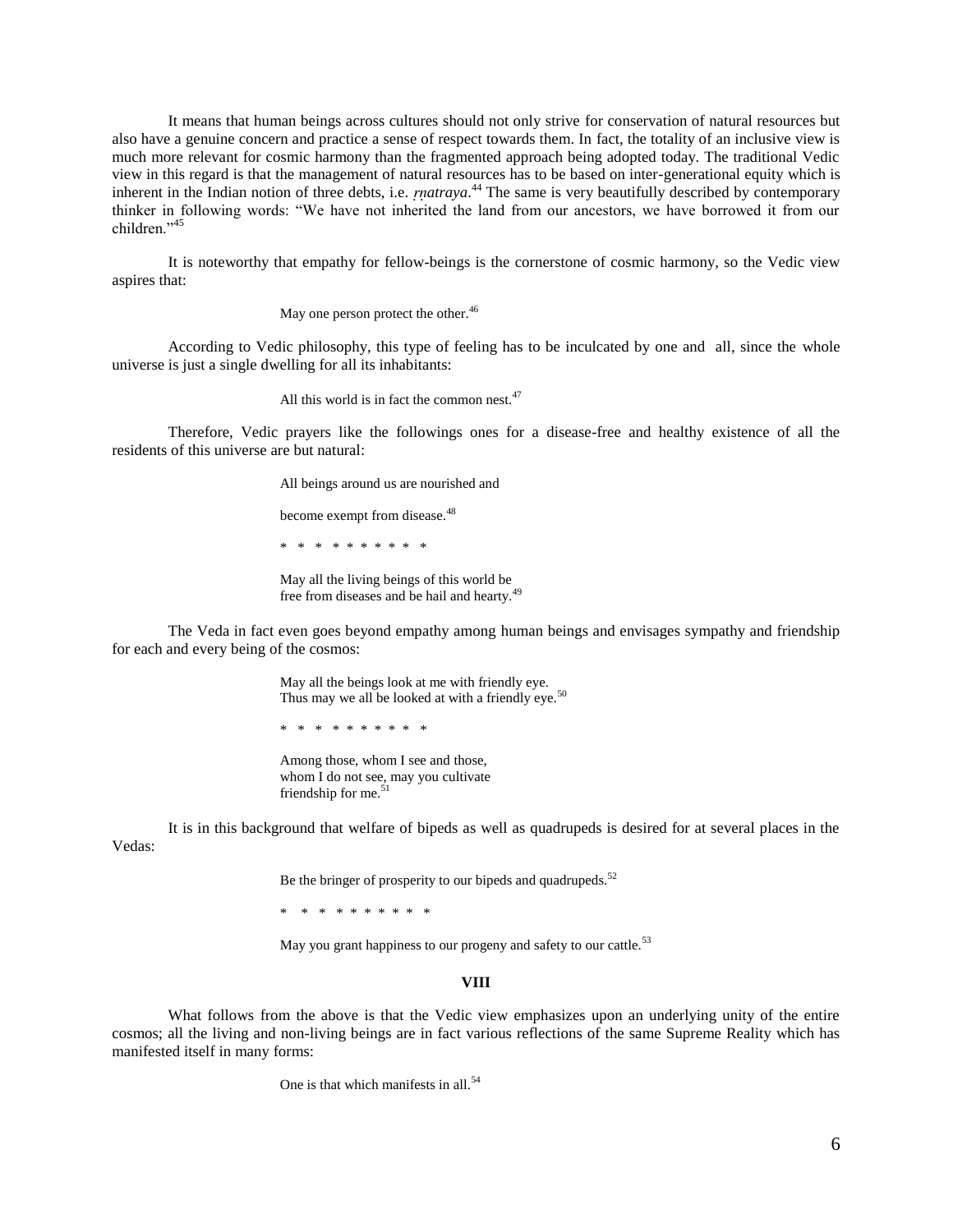It means that human beings across cultures should not only strive for conservation of natural resources but also have a genuine concern and practice a sense of respect towards them. In fact, the totality of an inclusive view is much more relevant for cosmic harmony than the fragmented approach being adopted today. The traditional Vedic view in this regard is that the management of natural resources has to be based on inter-generational equity which is inherent in the Indian notion of three debts, i.e. *ṛṇatraya*.[44] The same is very beautifully described by contemporary thinker in following words: "We have not inherited the land from our ancestors, we have borrowed it from our children."[45]

It is noteworthy that empathy for fellow-beings is the cornerstone of cosmic harmony, so the Vedic view aspires that:

> May one person protect the other.[46]

According to Vedic philosophy, this type of feeling has to be inculcated by one and all, since the whole universe is just a single dwelling for all its inhabitants:

> All this world is in fact the common nest.[47]

Therefore, Vedic prayers like the followings ones for a disease-free and healthy existence of all the residents of this universe are but natural:

> All beings around us are nourished and
>
> become exempt from disease.[48]
>
> * * * * * * * * * *
>
> May all the living beings of this world be
> free from diseases and be hail and hearty.[49]

The Veda in fact even goes beyond empathy among human beings and envisages sympathy and friendship for each and every being of the cosmos:

> May all the beings look at me with friendly eye.
> Thus may we all be looked at with a friendly eye.[50]
>
> * * * * * * * * * *
>
> Among those, whom I see and those,
> whom I do not see, may you cultivate
> friendship for me.[51]

It is in this background that welfare of bipeds as well as quadrupeds is desired for at several places in the Vedas:

> Be the bringer of prosperity to our bipeds and quadrupeds.[52]
>
> * * * * * * * * * *
>
> May you grant happiness to our progeny and safety to our cattle.[53]

## VIII

What follows from the above is that the Vedic view emphasizes upon an underlying unity of the entire cosmos; all the living and non-living beings are in fact various reflections of the same Supreme Reality which has manifested itself in many forms:

> One is that which manifests in all.[54]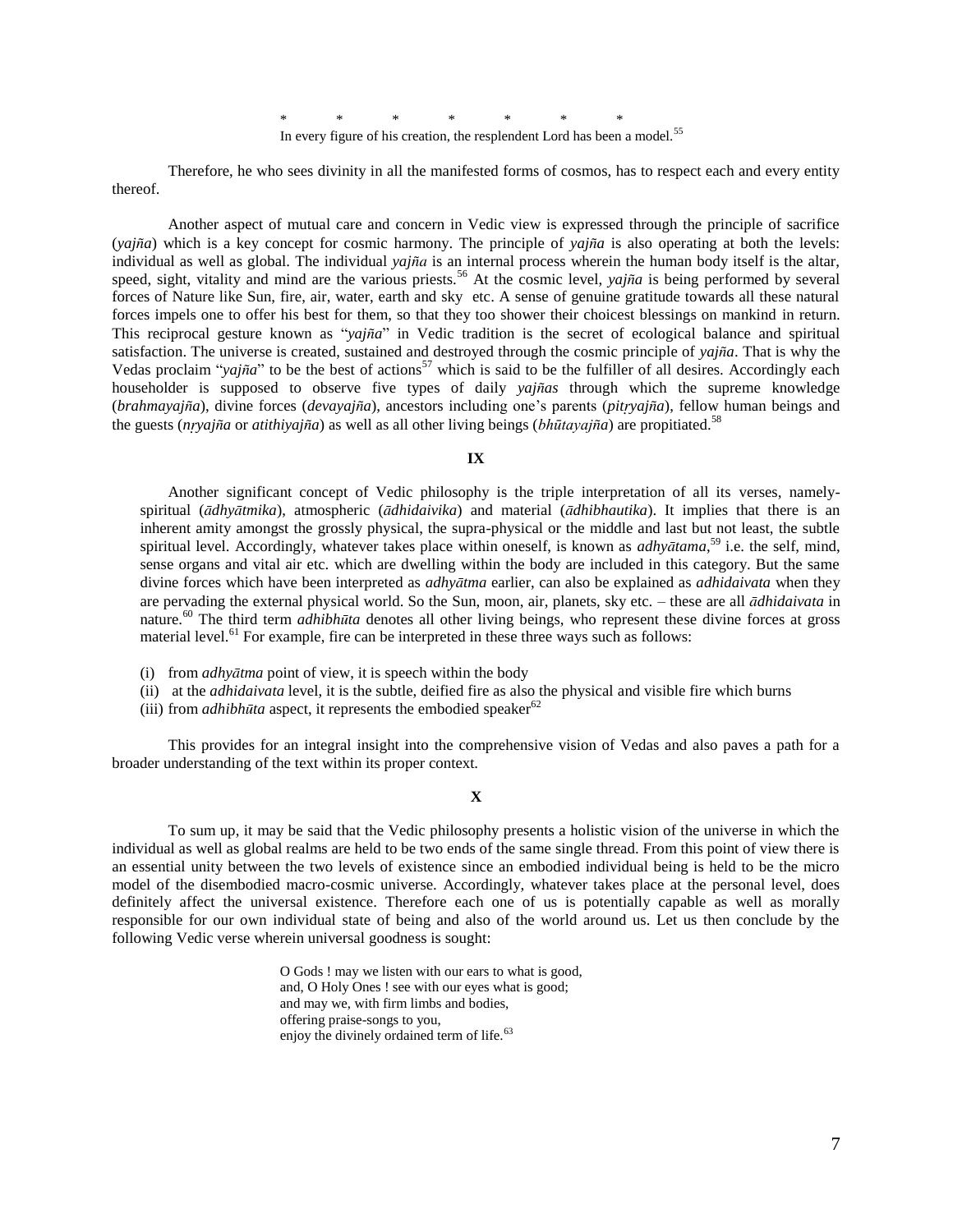\*           \*           \*           \*           \*           \*           \*

In every figure of his creation, the resplendent Lord has been a model.[55]

Therefore, he who sees divinity in all the manifested forms of cosmos, has to respect each and every entity thereof.

Another aspect of mutual care and concern in Vedic view is expressed through the principle of sacrifice (*yajña*) which is a key concept for cosmic harmony. The principle of *yajña* is also operating at both the levels: individual as well as global. The individual *yajña* is an internal process wherein the human body itself is the altar, speed, sight, vitality and mind are the various priests.[56] At the cosmic level, *yajña* is being performed by several forces of Nature like Sun, fire, air, water, earth and sky etc. A sense of genuine gratitude towards all these natural forces impels one to offer his best for them, so that they too shower their choicest blessings on mankind in return. This reciprocal gesture known as "*yajña*" in Vedic tradition is the secret of ecological balance and spiritual satisfaction. The universe is created, sustained and destroyed through the cosmic principle of *yajña*. That is why the Vedas proclaim "*yajña*" to be the best of actions[57] which is said to be the fulfiller of all desires. Accordingly each householder is supposed to observe five types of daily *yajñas* through which the supreme knowledge (*brahmayajña*), divine forces (*devayajña*), ancestors including one's parents (*pitṛyajña*), fellow human beings and the guests (*nṛyajña* or *atithiyajña*) as well as all other living beings (*bhūtayajña*) are propitiated.[58]

## IX

Another significant concept of Vedic philosophy is the triple interpretation of all its verses, namely-spiritual (*ādhyātmika*), atmospheric (*ādhidaivika*) and material (*ādhibhautika*). It implies that there is an inherent amity amongst the grossly physical, the supra-physical or the middle and last but not least, the subtle spiritual level. Accordingly, whatever takes place within oneself, is known as *adhyātama*,[59] i.e. the self, mind, sense organs and vital air etc. which are dwelling within the body are included in this category. But the same divine forces which have been interpreted as *adhyātma* earlier, can also be explained as *adhidaivata* when they are pervading the external physical world. So the Sun, moon, air, planets, sky etc. – these are all *ādhidaivata* in nature.[60] The third term *adhibhūta* denotes all other living beings, who represent these divine forces at gross material level.[61] For example, fire can be interpreted in these three ways such as follows:

(i) from *adhyātma* point of view, it is speech within the body
(ii) at the *adhidaivata* level, it is the subtle, deified fire as also the physical and visible fire which burns
(iii) from *adhibhūta* aspect, it represents the embodied speaker[62]

This provides for an integral insight into the comprehensive vision of Vedas and also paves a path for a broader understanding of the text within its proper context.

## X

To sum up, it may be said that the Vedic philosophy presents a holistic vision of the universe in which the individual as well as global realms are held to be two ends of the same single thread. From this point of view there is an essential unity between the two levels of existence since an embodied individual being is held to be the micro model of the disembodied macro-cosmic universe. Accordingly, whatever takes place at the personal level, does definitely affect the universal existence. Therefore each one of us is potentially capable as well as morally responsible for our own individual state of being and also of the world around us. Let us then conclude by the following Vedic verse wherein universal goodness is sought:

> O Gods ! may we listen with our ears to what is good,
> and, O Holy Ones ! see with our eyes what is good;
> and may we, with firm limbs and bodies,
> offering praise-songs to you,
> enjoy the divinely ordained term of life.[63]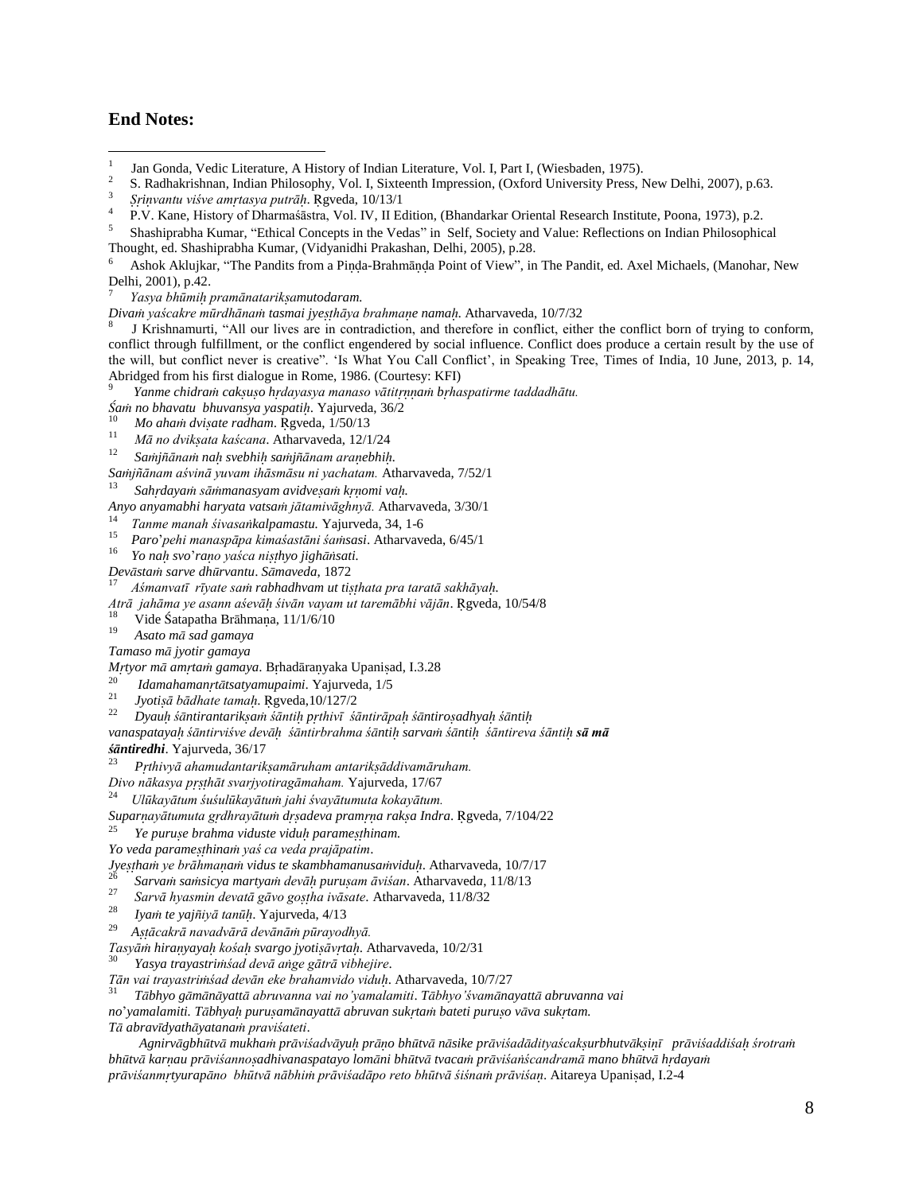## End Notes:

[1] Jan Gonda, Vedic Literature, A History of Indian Literature, Vol. I, Part I, (Wiesbaden, 1975).

[2] S. Radhakrishnan, Indian Philosophy, Vol. I, Sixteenth Impression, (Oxford University Press, New Delhi, 2007), p.63.

[3] *Śṛiṇvantu viśve amṛtasya putrāḥ*. Ṛgveda, 10/13/1

[4] P.V. Kane, History of Dharmaśāstra, Vol. IV, II Edition, (Bhandarkar Oriental Research Institute, Poona, 1973), p.2.

[5] Shashiprabha Kumar, "Ethical Concepts in the Vedas" in Self, Society and Value: Reflections on Indian Philosophical Thought, ed. Shashiprabha Kumar, (Vidyanidhi Prakashan, Delhi, 2005), p.28.

[6] Ashok Aklujkar, "The Pandits from a Piṇḍa-Brahmāṇḍa Point of View", in The Pandit, ed. Axel Michaels, (Manohar, New Delhi, 2001), p.42.

[7] *Yasya bhūmiḥ pramānatarikṣamutodaram.*
*Divaṁ yaścakre mūrdhānaṁ tasmai jyeṣṭhāya brahmaṇe namaḥ.* Atharvaveda, 10/7/32

[8] J Krishnamurti, "All our lives are in contradiction, and therefore in conflict, either the conflict born of trying to conform, conflict through fulfillment, or the conflict engendered by social influence. Conflict does produce a certain result by the use of the will, but conflict never is creative". 'Is What You Call Conflict', in Speaking Tree, Times of India, 10 June, 2013, p. 14, Abridged from his first dialogue in Rome, 1986. (Courtesy: KFI)

[9] *Yanme chidraṁ cakṣuṣo hṛdayasya manaso vātitṛṇṇaṁ bṛhaspatirme taddadhātu.*
*Śaṁ no bhavatu bhuvansya yaspatiḥ*. Yajurveda, 36/2

[10] *Mo ahaṁ dviṣate radham*. Ṛgveda, 1/50/13

[11] *Mā no dvikṣata kaścana*. Atharvaveda, 12/1/24

[12] *Saṁjñānaṁ naḥ svebhiḥ saṁjñānam araṇebhiḥ.*
*Saṁjñānam aśvinā yuvam ihāsmāsu ni yachatam.* Atharvaveda, 7/52/1

[13] *Sahṛdayaṁ sāṁmanasyam avidveṣaṁ kṛṇomi vaḥ.*
*Anyo anyamabhi haryata vatsaṁ jātamivāghnyā.* Atharvaveda, 3/30/1

[14] *Tanme manah śivasaṅkalpamastu.* Yajurveda, 34, 1-6

[15] *Paro'pehi manaspāpa kimaśastāni śaṁsasi*. Atharvaveda, 6/45/1

[16] *Yo naḥ svo'raṇo yaśca niṣṭhyo jighāṅsati.*
*Devāstaṁ sarve dhūrvantu*. *Sāmaveda*, 1872

[17] *Aśmanvatī rīyate saṁ rabhadhvam ut tiṣṭhata pra taratā sakhāyaḥ.*
*Atrā jahāma ye asann aśevāḥ śivān vayam ut taremābhi vājān*. Ṛgveda, 10/54/8

[18] Vide Śatapatha Brāhmaṇa, 11/1/6/10

[19] *Asato mā sad gamaya*
*Tamaso mā jyotir gamaya*
*Mṛtyor mā amṛtaṁ gamaya*. Bṛhadāraṇyaka Upaniṣad, I.3.28

[20] *Idamahamanṛtātsatyamupaimi*. Yajurveda, 1/5

[21] *Jyotiṣā bādhate tamaḥ*. Ṛgveda,10/127/2

[22] *Dyauḥ śāntirantarikṣaṁ śāntiḥ pṛthivī śāntirāpaḥ śāntiroṣadhyaḥ śāntiḥ vanaspatayaḥ śāntirviśve devāḥ śāntirbrahma śāntiḥ sarvaṁ śāntiḥ śāntireva śāntiḥ* ***sā mā śāntiredhi***. Yajurveda, 36/17

[23] *Pṛthivyā ahamudantarikṣamāruham antarikṣāddivamāruham.*
*Divo nākasya pṛṣṭhāt svarjyotiragāmaham.* Yajurveda, 17/67

[24] *Ulūkayātum śuśulūkayātuṁ jahi śvayātumuta kokayātum.*
*Suparṇayātumuta gṛdhrayātuṁ dṛṣadeva pramṛṇa rakṣa Indra*. Ṛgveda, 7/104/22

[25] *Ye puruṣe brahma viduste viduḥ parameṣṭhinam.*
*Yo veda parameṣṭhinaṁ yaś ca veda prajāpatim*.
*Jyeṣṭhaṁ ye brāhmaṇaṁ vidus te skambhamanusaṁviduḥ*. Atharvaveda, 10/7/17

[26] *Sarvaṁ saṁsicya martyaṁ devāḥ puruṣam āviśan*. Atharvaveda, 11/8/13

[27] *Sarvā hyasmin devatā gāvo goṣṭha ivāsate*. Atharvaveda, 11/8/32

[28] *Iyaṁ te yajñiyā tanūḥ*. Yajurveda, 4/13

[29] *Aṣṭācakrā navadvārā devānāṁ pūrayodhyā.*
*Tasyāṁ hiraṇyayaḥ kośaḥ svargo jyotiṣāvṛtaḥ*. Atharvaveda, 10/2/31

[30] *Yasya trayastriṁśad devā aṅge gātrā vibhejire.*
*Tān vai trayastriṁśad devān eke brahamvido viduḥ*. Atharvaveda, 10/7/27

[31] *Tābhyo gāmānāyattā abruvanna vai no'yamalamiti. Tābhyo'śvamānayattā abruvanna vai no'yamalamiti. Tābhyaḥ puruṣamānayattā abruvan sukṛtaṁ bateti puruṣo vāva sukṛtam.*
*Tā abravīdyathāyatanaṁ praviśateti*.

*Agnirvāgbhūtvā mukhaṁ prāviśadvāyuḥ prāṇo bhūtvā nāsike prāviśadādityaścakṣurbhutvākṣiṇī prāviśaddiśaḥ śrotraṁ bhūtvā karṇau prāviśannoṣadhivanaspatayo lomāni bhūtvā tvacaṁ prāviśaṅścandramā mano bhūtvā hṛdayaṁ prāviśanmṛtyurapāno bhūtvā nābhiṁ prāviśadāpo reto bhūtvā śiśnaṁ prāviśaṇ*. Aitareya Upaniṣad, I.2-4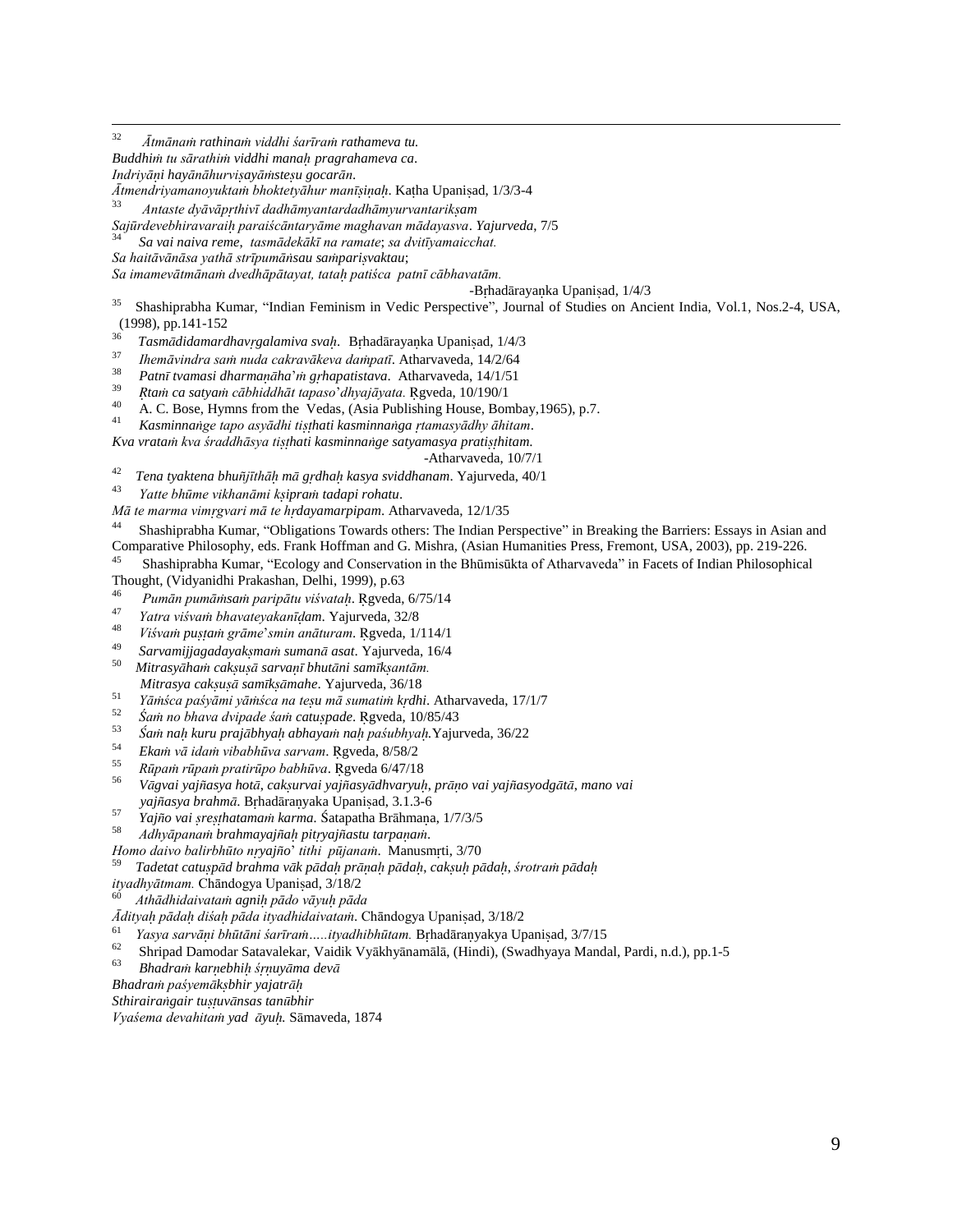[32] *Ātmānaṁ rathinaṁ viddhi śarīraṁ rathameva tu.*
*Buddhiṁ tu sārathiṁ viddhi manaḥ pragrahameva ca.*
*Indriyāṇi hayānāhurviṣayāṁsteṣu gocarān.*
*Ātmendriyamanoyuktaṁ bhoktetyāhur manīṣiṇaḥ*. Kaṭha Upaniṣad, 1/3/3-4

[33] *Antaste dyāvāpṛthivī dadhāmyantardadhāmyurvantarikṣam*
*Sajūrdevebhiravaraiḥ paraiścāntaryāme maghavan mādayasva*. *Yajurveda*, 7/5

[34] *Sa vai naiva reme, tasmādekākī na ramate*; *sa dvitīyamaicchat.*
*Sa haitāvānāsa yathā strīpumāṅsau saṁpariṣvaktau*;
*Sa imamevātmānaṁ dvedhāpātayat, tataḥ patiśca patnī cābhavatām.*
-Bṛhadārayaṇka Upaniṣad, 1/4/3

[35] Shashiprabha Kumar, "Indian Feminism in Vedic Perspective", Journal of Studies on Ancient India, Vol.1, Nos.2-4, USA, (1998), pp.141-152

[36] *Tasmādidamardhavṛgalamiva svaḥ*. Bṛhadārayaṇka Upaniṣad, 1/4/3

[37] *Ihemāvindra saṁ nuda cakravākeva daṁpatī*. Atharvaveda, 14/2/64

[38] *Patnī tvamasi dharmaṇāha*'*ṁ gṛhapatistava*. Atharvaveda, 14/1/51

[39] *Ṛtaṁ ca satyaṁ cābhiddhāt tapaso*'*dhyajāyata.* Ṛgveda, 10/190/1

[40] A. C. Bose, Hymns from the Vedas, (Asia Publishing House, Bombay,1965), p.7.

[41] *Kasminnaṅge tapo asyādhi tiṣṭhati kasminnaṅga ṛtamasyādhy āhitam*.
*Kva vrataṁ kva śraddhāsya tiṣṭhati kasminnaṅge satyamasya pratiṣṭhitam.*
-Atharvaveda, 10/7/1

[42] *Tena tyaktena bhuñjīthāḥ mā gṛdhaḥ kasya sviddhanam*. Yajurveda, 40/1

[43] *Yatte bhūme vikhanāmi kṣipraṁ tadapi rohatu*.
*Mā te marma vimṛgvari mā te hṛdayamarpipam*. Atharvaveda, 12/1/35

[44] Shashiprabha Kumar, "Obligations Towards others: The Indian Perspective" in Breaking the Barriers: Essays in Asian and Comparative Philosophy, eds. Frank Hoffman and G. Mishra, (Asian Humanities Press, Fremont, USA, 2003), pp. 219-226.

[45] Shashiprabha Kumar, "Ecology and Conservation in the Bhūmisūkta of Atharvaveda" in Facets of Indian Philosophical Thought, (Vidyanidhi Prakashan, Delhi, 1999), p.63

[46] *Pumān pumāṁsaṁ paripātu viśvataḥ*. Ṛgveda, 6/75/14

[47] *Yatra viśvaṁ bhavateyakanīḍam*. Yajurveda, 32/8

[48] *Viśvaṁ puṣṭaṁ grāme*'*smin anāturam*. Ṛgveda, 1/114/1

[49] *Sarvamijjagadayakṣmaṁ sumanā asat*. Yajurveda, 16/4

[50] *Mitrasyāhaṁ cakṣuṣā sarvaṇī bhutāni samīkṣantām.*
*Mitrasya cakṣuṣā samīkṣāmahe*. Yajurveda, 36/18

[51] *Yāṁśca paśyāmi yāṁśca na teṣu mā sumatiṁ kṛdhi*. Atharvaveda, 17/1/7

[52] *Śaṁ no bhava dvipade śaṁ catuṣpade*. Ṛgveda, 10/85/43

[53] *Śaṁ naḥ kuru prajābhyaḥ abhayaṁ naḥ paśubhyaḥ.*Yajurveda, 36/22

[54] *Ekaṁ vā idaṁ vibabhūva sarvam*. Ṛgveda, 8/58/2

[55] *Rūpaṁ rūpaṁ pratirūpo babhūva*. Ṛgveda 6/47/18

[56] *Vāgvai yajñasya hotā, cakṣurvai yajñasyādhvaryuḥ, prāṇo vai yajñasyodgātā, mano vai yajñasya brahmā*. Bṛhadāraṇyaka Upaniṣad, 3.1.3-6

[57] *Yajño vai śreṣṭhatamaṁ karma.* Śatapatha Brāhmaṇa, 1/7/3/5

[58] *Adhyāpanaṁ brahmayajñaḥ pitṛyajñastu tarpaṇaṁ.*
*Homo daivo balirbhūto nṛyajño*' *tithi pūjanaṁ*. Manusmṛti, 3/70

[59] *Tadetat catuṣpād brahma vāk pādaḥ prāṇaḥ pādaḥ, cakṣuḥ pādaḥ, śrotraṁ pādaḥ ityadhyātmam.* Chāndogya Upaniṣad, 3/18/2

[60] *Athādhidaivataṁ agniḥ pādo vāyuḥ pāda*
*Ādityaḥ pādaḥ diśaḥ pāda ityadhidaivataṁ*. Chāndogya Upaniṣad, 3/18/2

[61] *Yasya sarvāṇi bhūtāni śarīraṁ…..ityadhibhūtam.* Bṛhadāraṇyakya Upaniṣad, 3/7/15

[62] Shripad Damodar Satavalekar, Vaidik Vyākhyānamālā, (Hindi), (Swadhyaya Mandal, Pardi, n.d.), pp.1-5

[63] *Bhadraṁ karṇebhiḥ śṛṇuyāma devā*
*Bhadraṁ paśyemākṣbhir yajatrāḥ*
*SthiraiRaṅgair tuṣṭuvānsas tanūbhir*
*Vyaśema devahitaṁ yad āyuḥ.* Sāmaveda, 1874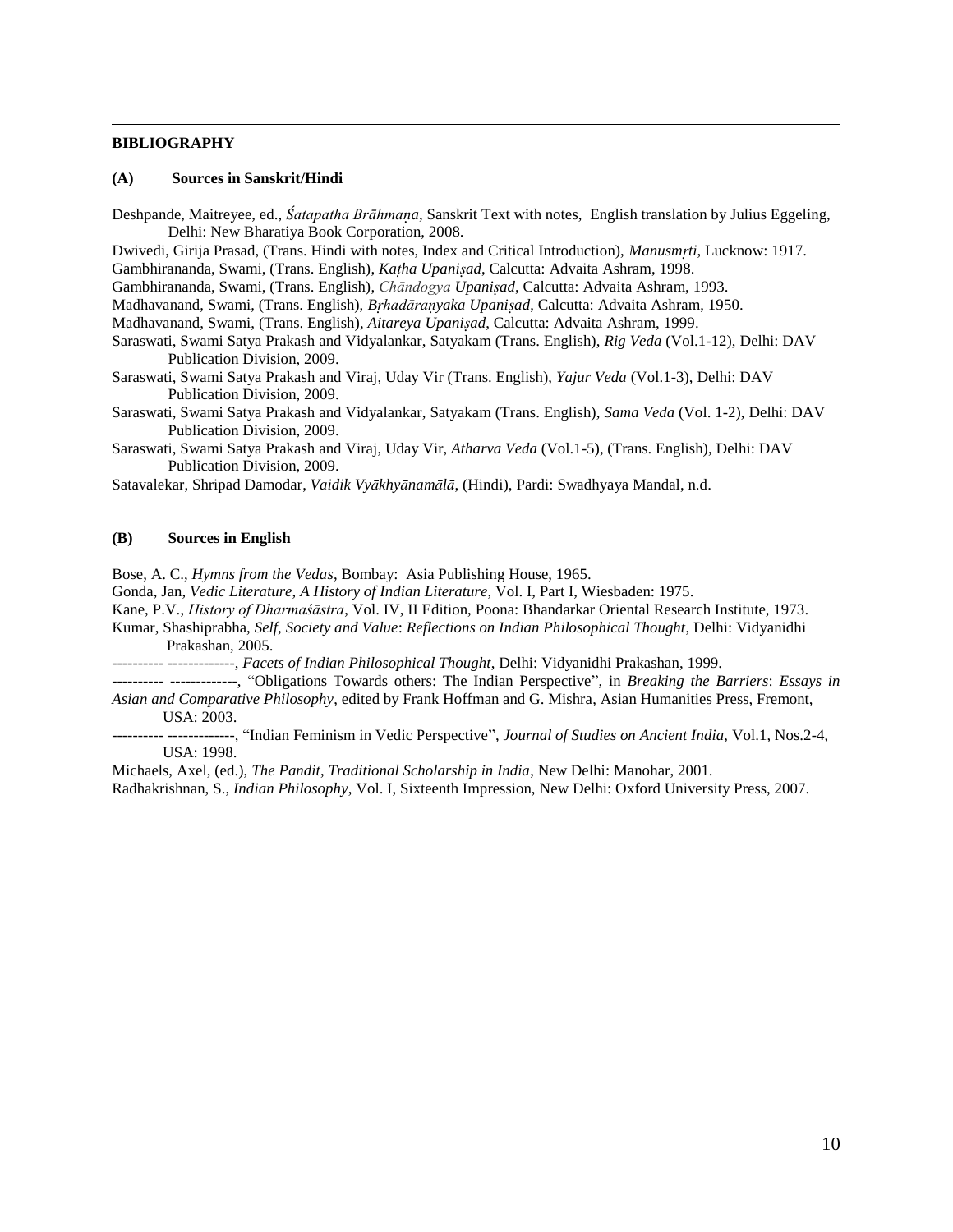## BIBLIOGRAPHY

### (A) Sources in Sanskrit/Hindi

Deshpande, Maitreyee, ed., *Śatapatha Brāhmaṇa*, Sanskrit Text with notes, English translation by Julius Eggeling, Delhi: New Bharatiya Book Corporation, 2008.

Dwivedi, Girija Prasad, (Trans. Hindi with notes, Index and Critical Introduction), *Manusmṛti*, Lucknow: 1917.

Gambhirananda, Swami, (Trans. English), *Kaṭha Upaniṣad*, Calcutta: Advaita Ashram, 1998.

Gambhirananda, Swami, (Trans. English), *Chāndogya Upaniṣad*, Calcutta: Advaita Ashram, 1993.

Madhavanand, Swami, (Trans. English), *Bṛhadāraṇyaka Upaniṣad*, Calcutta: Advaita Ashram, 1950.

Madhavanand, Swami, (Trans. English), *Aitareya Upaniṣad*, Calcutta: Advaita Ashram, 1999.

Saraswati, Swami Satya Prakash and Vidyalankar, Satyakam (Trans. English), *Rig Veda* (Vol.1-12), Delhi: DAV Publication Division, 2009.

Saraswati, Swami Satya Prakash and Viraj, Uday Vir (Trans. English), *Yajur Veda* (Vol.1-3), Delhi: DAV Publication Division, 2009.

Saraswati, Swami Satya Prakash and Vidyalankar, Satyakam (Trans. English), *Sama Veda* (Vol. 1-2), Delhi: DAV Publication Division, 2009.

Saraswati, Swami Satya Prakash and Viraj, Uday Vir, *Atharva Veda* (Vol.1-5), (Trans. English), Delhi: DAV Publication Division, 2009.

Satavalekar, Shripad Damodar, *Vaidik Vyākhyānamālā*, (Hindi), Pardi: Swadhyaya Mandal, n.d.

### (B) Sources in English

Bose, A. C., *Hymns from the Vedas*, Bombay: Asia Publishing House, 1965.

Gonda, Jan, *Vedic Literature, A History of Indian Literature*, Vol. I, Part I, Wiesbaden: 1975.

Kane, P.V., *History of Dharmaśāstra*, Vol. IV, II Edition, Poona: Bhandarkar Oriental Research Institute, 1973.

Kumar, Shashiprabha, *Self, Society and Value*: *Reflections on Indian Philosophical Thought*, Delhi: Vidyanidhi Prakashan, 2005.

---------- -------------, *Facets of Indian Philosophical Thought*, Delhi: Vidyanidhi Prakashan, 1999.

---------- -------------, "Obligations Towards others: The Indian Perspective", in *Breaking the Barriers*: *Essays in Asian and Comparative Philosophy*, edited by Frank Hoffman and G. Mishra, Asian Humanities Press, Fremont, USA: 2003.

---------- -------------, "Indian Feminism in Vedic Perspective", *Journal of Studies on Ancient India*, Vol.1, Nos.2-4, USA: 1998.

Michaels, Axel, (ed.), *The Pandit, Traditional Scholarship in India*, New Delhi: Manohar, 2001.

Radhakrishnan, S., *Indian Philosophy*, Vol. I, Sixteenth Impression, New Delhi: Oxford University Press, 2007.